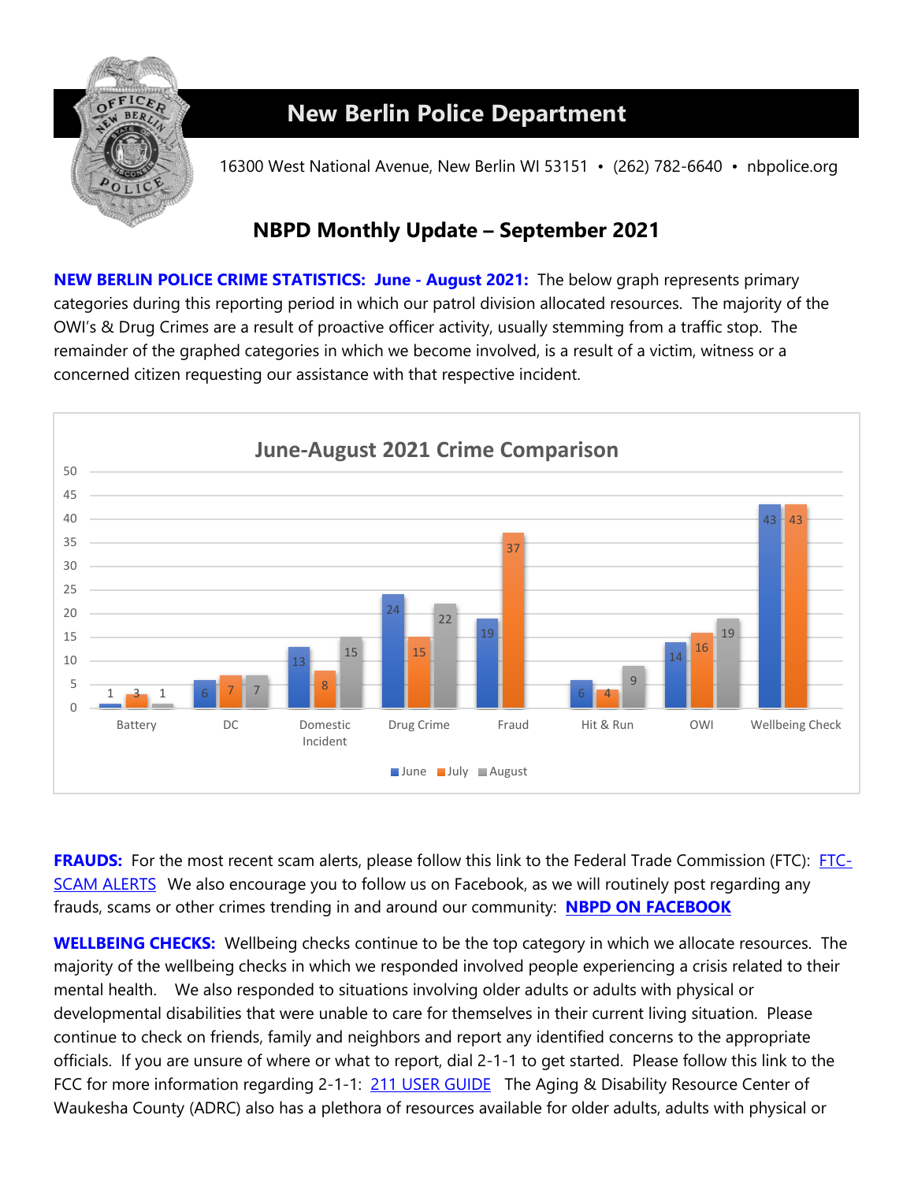# New Berlin Police Department

16300 West National Avenue, New Berlin WI 53151 • (262) 782-6640 • nbpolice.org

## NBPD Monthly Update – September 2021

**NEW BERLIN POLICE CRIME STATISTICS: June - August 2021:** The below graph represents primary categories during this reporting period in which our patrol division allocated resources. The majority of the OWI's & Drug Crimes are a result of proactive officer activity, usually stemming from a traffic stop. The remainder of the graphed categories in which we become involved, is a result of a victim, witness or a concerned citizen requesting our assistance with that respective incident.

**June-August 2021 Crime Comparison**

| Category | June | July | August |
|---|---|---|---|
| Battery | 1 | 3 | 1 |
| DC | 6 | 7 | 7 |
| Domestic Incident | 13 | 8 | 15 |
| Drug Crime | 24 | 15 | 22 |
| Fraud | 19 | 37 | |
| Hit & Run | 6 | 4 | 9 |
| OWI | 14 | 16 | 19 |
| Wellbeing Check | 43 | 43 | |

**FRAUDS:** For the most recent scam alerts, please follow this link to the Federal Trade Commission (FTC): FTC-SCAM ALERTS We also encourage you to follow us on Facebook, as we will routinely post regarding any frauds, scams or other crimes trending in and around our community: **NBPD ON FACEBOOK**

**WELLBEING CHECKS:** Wellbeing checks continue to be the top category in which we allocate resources. The majority of the wellbeing checks in which we responded involved people experiencing a crisis related to their mental health. We also responded to situations involving older adults or adults with physical or developmental disabilities that were unable to care for themselves in their current living situation. Please continue to check on friends, family and neighbors and report any identified concerns to the appropriate officials. If you are unsure of where or what to report, dial 2-1-1 to get started. Please follow this link to the FCC for more information regarding 2-1-1: 211 USER GUIDE The Aging & Disability Resource Center of Waukesha County (ADRC) also has a plethora of resources available for older adults, adults with physical or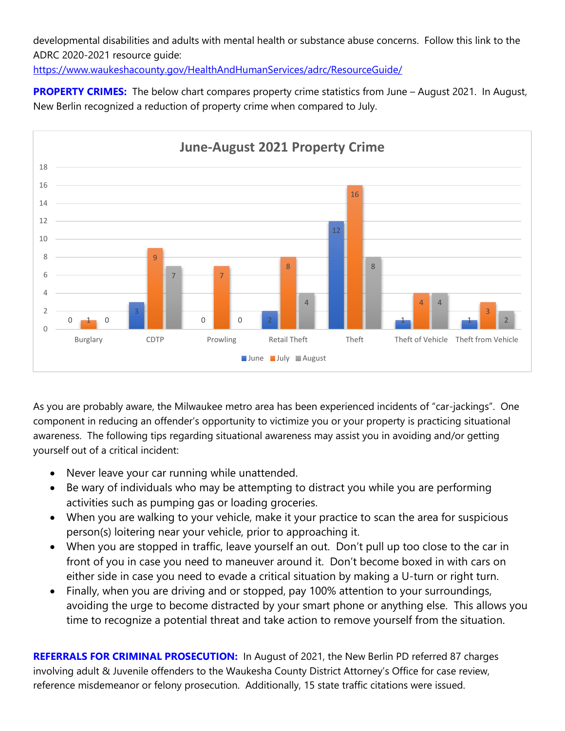developmental disabilities and adults with mental health or substance abuse concerns. Follow this link to the ADRC 2020-2021 resource guide:
https://www.waukeshacounty.gov/HealthAndHumanServices/adrc/ResourceGuide/

**PROPERTY CRIMES:** The below chart compares property crime statistics from June – August 2021. In August, New Berlin recognized a reduction of property crime when compared to July.

**June-August 2021 Property Crime**

| | June | July | August |
|---|---|---|---|
| Burglary | 0 | 1 | 0 |
| CDTP | 3 | 9 | 7 |
| Prowling | 0 | 7 | 0 |
| Retail Theft | 2 | 8 | 4 |
| Theft | 12 | 16 | 8 |
| Theft of Vehicle | 1 | 4 | 4 |
| Theft from Vehicle | 1 | 3 | 2 |

As you are probably aware, the Milwaukee metro area has been experienced incidents of "car-jackings". One component in reducing an offender's opportunity to victimize you or your property is practicing situational awareness. The following tips regarding situational awareness may assist you in avoiding and/or getting yourself out of a critical incident:

- Never leave your car running while unattended.
- Be wary of individuals who may be attempting to distract you while you are performing activities such as pumping gas or loading groceries.
- When you are walking to your vehicle, make it your practice to scan the area for suspicious person(s) loitering near your vehicle, prior to approaching it.
- When you are stopped in traffic, leave yourself an out. Don't pull up too close to the car in front of you in case you need to maneuver around it. Don't become boxed in with cars on either side in case you need to evade a critical situation by making a U-turn or right turn.
- Finally, when you are driving and or stopped, pay 100% attention to your surroundings, avoiding the urge to become distracted by your smart phone or anything else. This allows you time to recognize a potential threat and take action to remove yourself from the situation.

**REFERRALS FOR CRIMINAL PROSECUTION:** In August of 2021, the New Berlin PD referred 87 charges involving adult & Juvenile offenders to the Waukesha County District Attorney's Office for case review, reference misdemeanor or felony prosecution. Additionally, 15 state traffic citations were issued.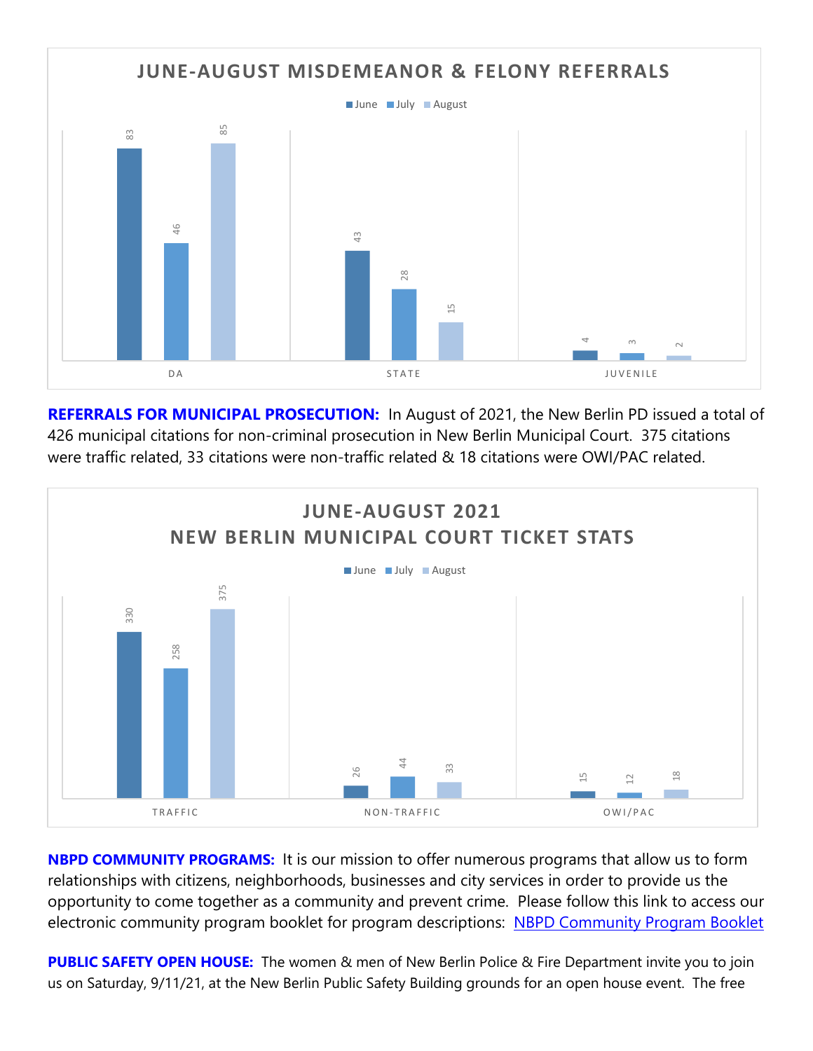**JUNE-AUGUST MISDEMEANOR & FELONY REFERRALS**

| | June | July | August |
|---|---|---|---|
| DA | 83 | 46 | 85 |
| STATE | 43 | 28 | 15 |
| JUVENILE | 4 | 3 | 2 |

**REFERRALS FOR MUNICIPAL PROSECUTION:** In August of 2021, the New Berlin PD issued a total of 426 municipal citations for non-criminal prosecution in New Berlin Municipal Court. 375 citations were traffic related, 33 citations were non-traffic related & 18 citations were OWI/PAC related.

**JUNE-AUGUST 2021 NEW BERLIN MUNICIPAL COURT TICKET STATS**

| | June | July | August |
|---|---|---|---|
| TRAFFIC | 330 | 258 | 375 |
| NON-TRAFFIC | 26 | 44 | 33 |
| OWI/PAC | 15 | 12 | 18 |

**NBPD COMMUNITY PROGRAMS:** It is our mission to offer numerous programs that allow us to form relationships with citizens, neighborhoods, businesses and city services in order to provide us the opportunity to come together as a community and prevent crime. Please follow this link to access our electronic community program booklet for program descriptions: NBPD Community Program Booklet

**PUBLIC SAFETY OPEN HOUSE:** The women & men of New Berlin Police & Fire Department invite you to join us on Saturday, 9/11/21, at the New Berlin Public Safety Building grounds for an open house event. The free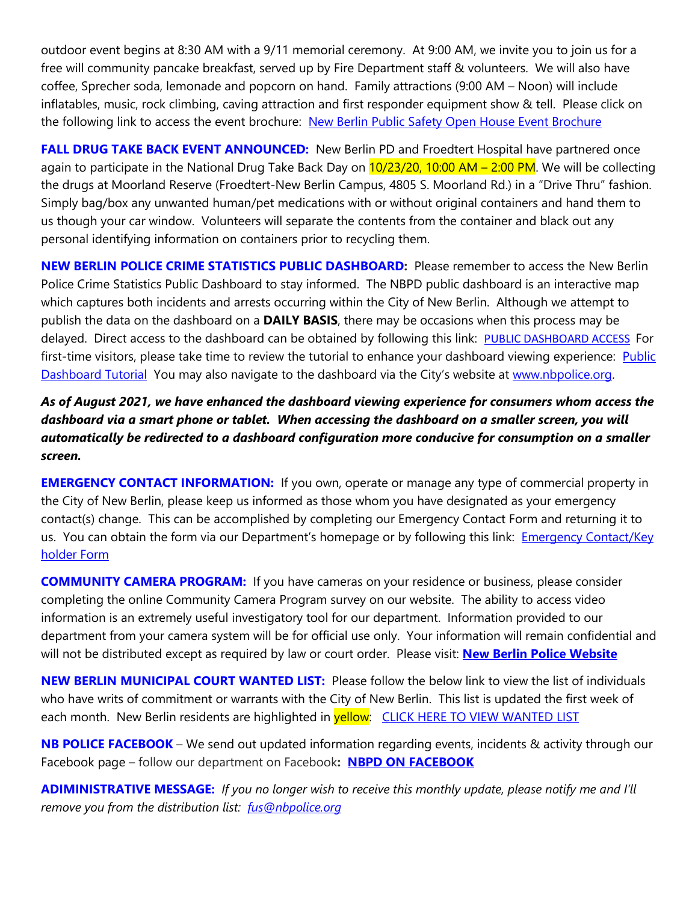outdoor event begins at 8:30 AM with a 9/11 memorial ceremony. At 9:00 AM, we invite you to join us for a free will community pancake breakfast, served up by Fire Department staff & volunteers. We will also have coffee, Sprecher soda, lemonade and popcorn on hand. Family attractions (9:00 AM – Noon) will include inflatables, music, rock climbing, caving attraction and first responder equipment show & tell. Please click on the following link to access the event brochure: New Berlin Public Safety Open House Event Brochure

**FALL DRUG TAKE BACK EVENT ANNOUNCED:** New Berlin PD and Froedtert Hospital have partnered once again to participate in the National Drug Take Back Day on 10/23/20, 10:00 AM – 2:00 PM. We will be collecting the drugs at Moorland Reserve (Froedtert-New Berlin Campus, 4805 S. Moorland Rd.) in a "Drive Thru" fashion. Simply bag/box any unwanted human/pet medications with or without original containers and hand them to us though your car window. Volunteers will separate the contents from the container and black out any personal identifying information on containers prior to recycling them.

**NEW BERLIN POLICE CRIME STATISTICS PUBLIC DASHBOARD:** Please remember to access the New Berlin Police Crime Statistics Public Dashboard to stay informed. The NBPD public dashboard is an interactive map which captures both incidents and arrests occurring within the City of New Berlin. Although we attempt to publish the data on the dashboard on a **DAILY BASIS**, there may be occasions when this process may be delayed. Direct access to the dashboard can be obtained by following this link: PUBLIC DASHBOARD ACCESS For first-time visitors, please take time to review the tutorial to enhance your dashboard viewing experience: Public Dashboard Tutorial You may also navigate to the dashboard via the City's website at www.nbpolice.org.

***As of August 2021, we have enhanced the dashboard viewing experience for consumers whom access the dashboard via a smart phone or tablet. When accessing the dashboard on a smaller screen, you will automatically be redirected to a dashboard configuration more conducive for consumption on a smaller screen.***

**EMERGENCY CONTACT INFORMATION:** If you own, operate or manage any type of commercial property in the City of New Berlin, please keep us informed as those whom you have designated as your emergency contact(s) change. This can be accomplished by completing our Emergency Contact Form and returning it to us. You can obtain the form via our Department's homepage or by following this link: Emergency Contact/Key holder Form

**COMMUNITY CAMERA PROGRAM:** If you have cameras on your residence or business, please consider completing the online Community Camera Program survey on our website. The ability to access video information is an extremely useful investigatory tool for our department. Information provided to our department from your camera system will be for official use only. Your information will remain confidential and will not be distributed except as required by law or court order. Please visit: **New Berlin Police Website**

**NEW BERLIN MUNICIPAL COURT WANTED LIST:** Please follow the below link to view the list of individuals who have writs of commitment or warrants with the City of New Berlin. This list is updated the first week of each month. New Berlin residents are highlighted in yellow: CLICK HERE TO VIEW WANTED LIST

**NB POLICE FACEBOOK** – We send out updated information regarding events, incidents & activity through our Facebook page – follow our department on Facebook**:** **NBPD ON FACEBOOK**

**ADIMINISTRATIVE MESSAGE:** *If you no longer wish to receive this monthly update, please notify me and I'll remove you from the distribution list: fus@nbpolice.org*